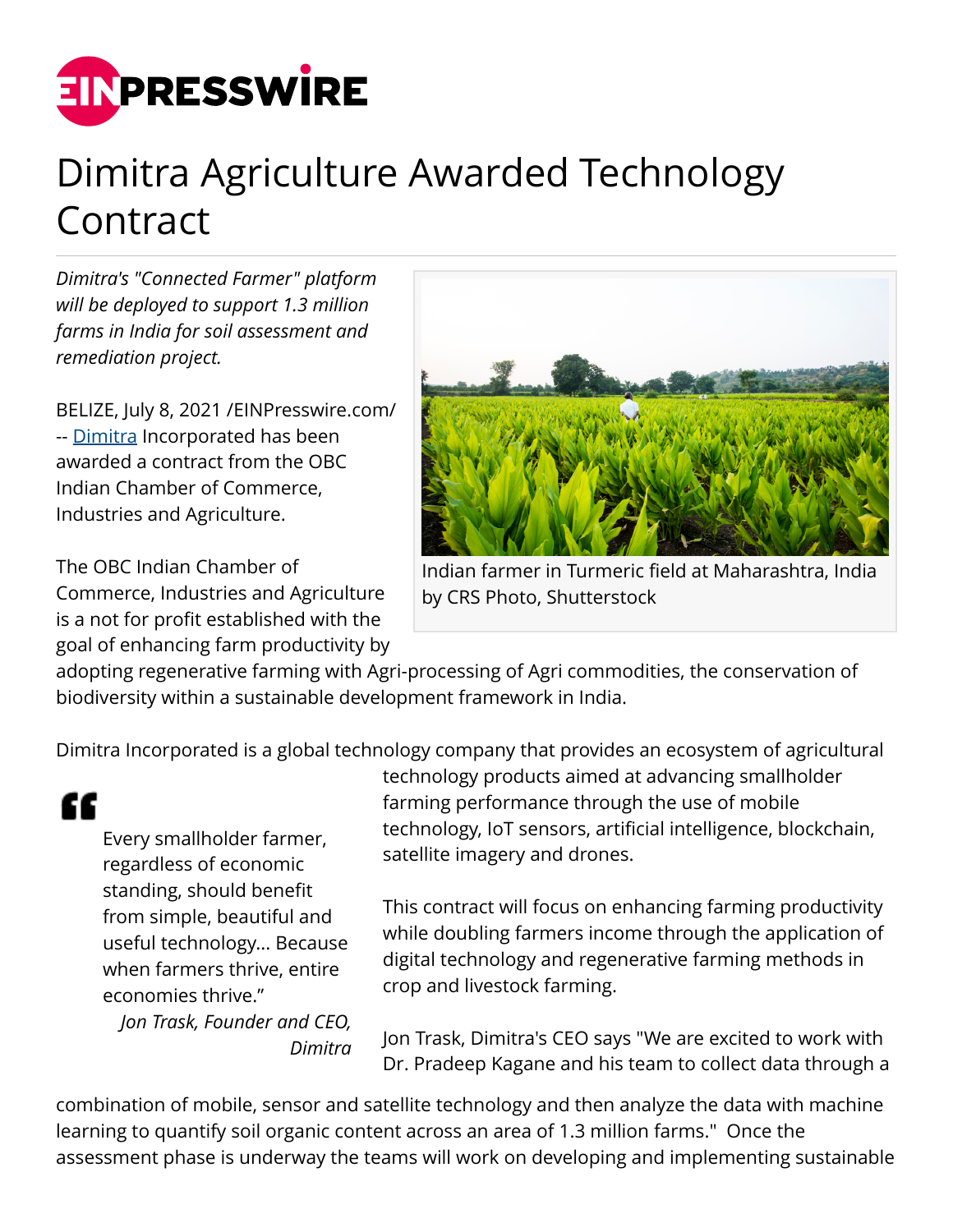# Dimitra Agriculture Awarded Technology Contract

*Dimitra's "Connected Farmer" platform will be deployed to support 1.3 million farms in India for soil assessment and remediation project.*

BELIZE, July 8, 2021 /EINPresswire.com/ -- Dimitra Incorporated has been awarded a contract from the OBC Indian Chamber of Commerce, Industries and Agriculture.

Indian farmer in Turmeric field at Maharashtra, India by CRS Photo, Shutterstock

The OBC Indian Chamber of Commerce, Industries and Agriculture is a not for profit established with the goal of enhancing farm productivity by adopting regenerative farming with Agri-processing of Agri commodities, the conservation of biodiversity within a sustainable development framework in India.

Dimitra Incorporated is a global technology company that provides an ecosystem of agricultural technology products aimed at advancing smallholder farming performance through the use of mobile technology, IoT sensors, artificial intelligence, blockchain, satellite imagery and drones.

> Every smallholder farmer, regardless of economic standing, should benefit from simple, beautiful and useful technology... Because when farmers thrive, entire economies thrive."
>
> *Jon Trask, Founder and CEO, Dimitra*

This contract will focus on enhancing farming productivity while doubling farmers income through the application of digital technology and regenerative farming methods in crop and livestock farming.

Jon Trask, Dimitra's CEO says "We are excited to work with Dr. Pradeep Kagane and his team to collect data through a combination of mobile, sensor and satellite technology and then analyze the data with machine learning to quantify soil organic content across an area of 1.3 million farms." Once the assessment phase is underway the teams will work on developing and implementing sustainable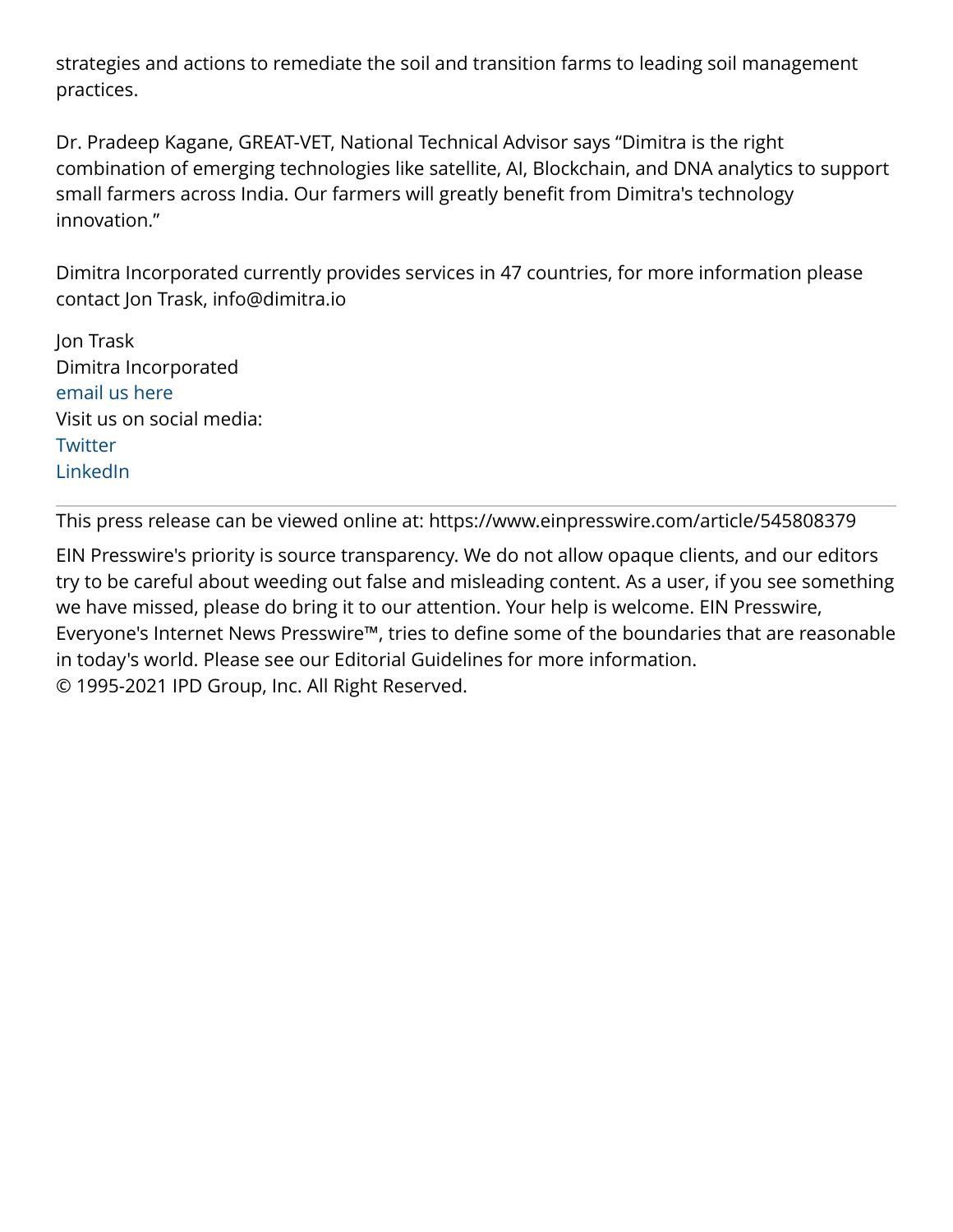strategies and actions to remediate the soil and transition farms to leading soil management practices.

Dr. Pradeep Kagane, GREAT-VET, National Technical Advisor says "Dimitra is the right combination of emerging technologies like satellite, AI, Blockchain, and DNA analytics to support small farmers across India. Our farmers will greatly benefit from Dimitra's technology innovation."

Dimitra Incorporated currently provides services in 47 countries, for more information please contact Jon Trask, info@dimitra.io

Jon Trask
Dimitra Incorporated
email us here
Visit us on social media:
Twitter
LinkedIn

---

This press release can be viewed online at: https://www.einpresswire.com/article/545808379

EIN Presswire's priority is source transparency. We do not allow opaque clients, and our editors try to be careful about weeding out false and misleading content. As a user, if you see something we have missed, please do bring it to our attention. Your help is welcome. EIN Presswire, Everyone's Internet News Presswire™, tries to define some of the boundaries that are reasonable in today's world. Please see our Editorial Guidelines for more information.
© 1995-2021 IPD Group, Inc. All Right Reserved.